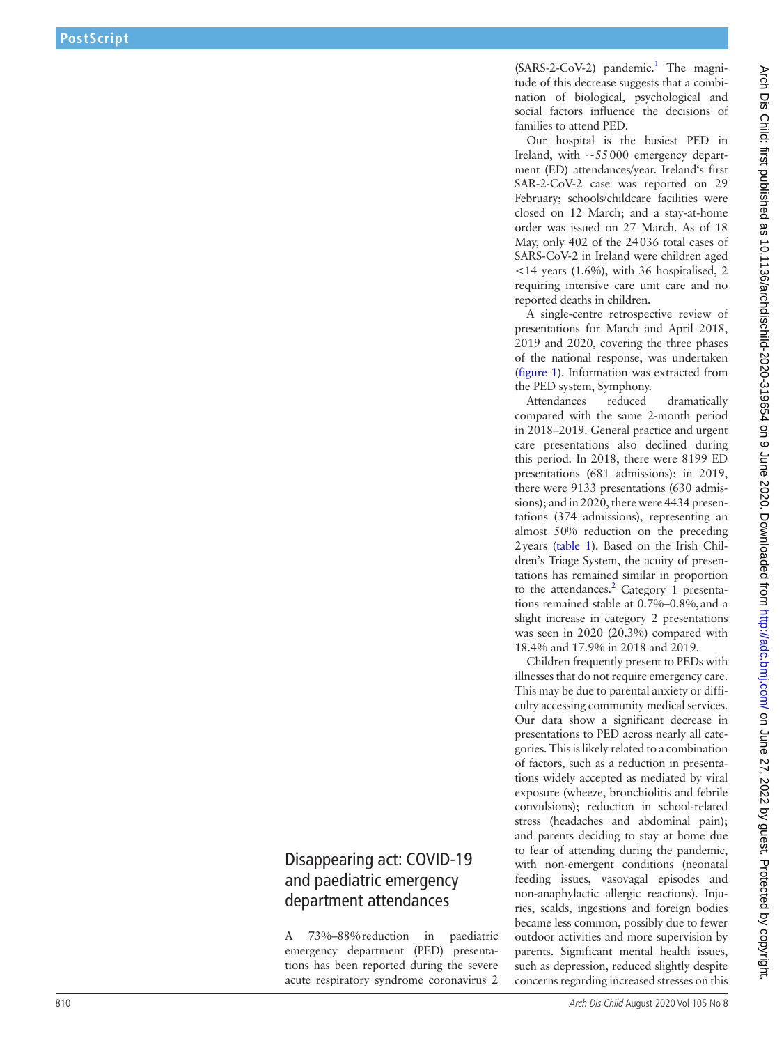# Disappearing act: COVID-19 and paediatric emergency department attendances

A 73%–88% reduction in paediatric emergency department (PED) presentations has been reported during the severe acute respiratory syndrome coronavirus 2 (SARS-2-CoV-2) pandemic.[1] The magnitude of this decrease suggests that a combination of biological, psychological and social factors influence the decisions of families to attend PED.

Our hospital is the busiest PED in Ireland, with ~55 000 emergency department (ED) attendances/year. Ireland's first SAR-2-CoV-2 case was reported on 29 February; schools/childcare facilities were closed on 12 March; and a stay-at-home order was issued on 27 March. As of 18 May, only 402 of the 24 036 total cases of SARS-CoV-2 in Ireland were children aged <14 years (1.6%), with 36 hospitalised, 2 requiring intensive care unit care and no reported deaths in children.

A single-centre retrospective review of presentations for March and April 2018, 2019 and 2020, covering the three phases of the national response, was undertaken (figure 1). Information was extracted from the PED system, Symphony.

Attendances reduced dramatically compared with the same 2-month period in 2018–2019. General practice and urgent care presentations also declined during this period. In 2018, there were 8199 ED presentations (681 admissions); in 2019, there were 9133 presentations (630 admissions); and in 2020, there were 4434 presentations (374 admissions), representing an almost 50% reduction on the preceding 2 years (table 1). Based on the Irish Children's Triage System, the acuity of presentations has remained similar in proportion to the attendances.[2] Category 1 presentations remained stable at 0.7%–0.8%, and a slight increase in category 2 presentations was seen in 2020 (20.3%) compared with 18.4% and 17.9% in 2018 and 2019.

Children frequently present to PEDs with illnesses that do not require emergency care. This may be due to parental anxiety or difficulty accessing community medical services. Our data show a significant decrease in presentations to PED across nearly all categories. This is likely related to a combination of factors, such as a reduction in presentations widely accepted as mediated by viral exposure (wheeze, bronchiolitis and febrile convulsions); reduction in school-related stress (headaches and abdominal pain); and parents deciding to stay at home due to fear of attending during the pandemic, with non-emergent conditions (neonatal feeding issues, vasovagal episodes and non-anaphylactic allergic reactions). Injuries, scalds, ingestions and foreign bodies became less common, possibly due to fewer outdoor activities and more supervision by parents. Significant mental health issues, such as depression, reduced slightly despite concerns regarding increased stresses on this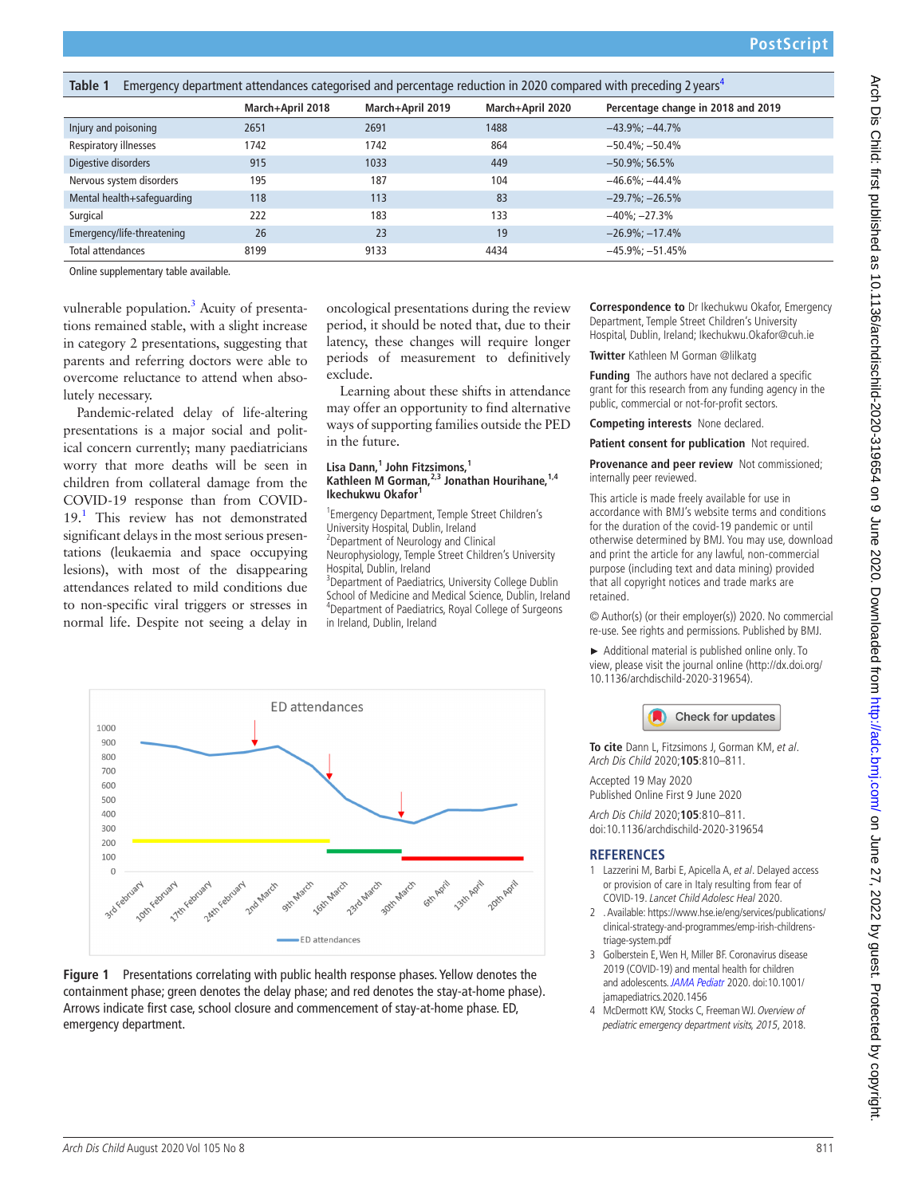Table 1 Emergency department attendances categorised and percentage reduction in 2020 compared with preceding 2 years[4]

| | March+April 2018 | March+April 2019 | March+April 2020 | Percentage change in 2018 and 2019 |
|---|---|---|---|---|
| Injury and poisoning | 2651 | 2691 | 1488 | −43.9%; −44.7% |
| Respiratory illnesses | 1742 | 1742 | 864 | −50.4%; −50.4% |
| Digestive disorders | 915 | 1033 | 449 | −50.9%; 56.5% |
| Nervous system disorders | 195 | 187 | 104 | −46.6%; −44.4% |
| Mental health+safeguarding | 118 | 113 | 83 | −29.7%; −26.5% |
| Surgical | 222 | 183 | 133 | −40%; −27.3% |
| Emergency/life-threatening | 26 | 23 | 19 | −26.9%; −17.4% |
| Total attendances | 8199 | 9133 | 4434 | −45.9%; −51.45% |

Online supplementary table available.

vulnerable population.[3] Acuity of presentations remained stable, with a slight increase in category 2 presentations, suggesting that parents and referring doctors were able to overcome reluctance to attend when absolutely necessary.

Pandemic-related delay of life-altering presentations is a major social and political concern currently; many paediatricians worry that more deaths will be seen in children from collateral damage from the COVID-19 response than from COVID-19.[1] This review has not demonstrated significant delays in the most serious presentations (leukaemia and space occupying lesions), with most of the disappearing attendances related to mild conditions due to non-specific viral triggers or stresses in normal life. Despite not seeing a delay in oncological presentations during the review period, it should be noted that, due to their latency, these changes will require longer periods of measurement to definitively exclude.

Learning about these shifts in attendance may offer an opportunity to find alternative ways of supporting families outside the PED in the future.

**Lisa Dann,[1] John Fitzsimons,[1] Kathleen M Gorman,[2,3] Jonathan Hourihane,[1,4] Ikechukwu Okafor[1]**

[1]Emergency Department, Temple Street Children's University Hospital, Dublin, Ireland
[2]Department of Neurology and Clinical Neurophysiology, Temple Street Children's University Hospital, Dublin, Ireland
[3]Department of Paediatrics, University College Dublin School of Medicine and Medical Science, Dublin, Ireland
[4]Department of Paediatrics, Royal College of Surgeons in Ireland, Dublin, Ireland

ED attendances

1000
900
800
700
600
500
400
300
200
100
0

3rd February
10th February
17th February
24th February
2nd March
9th March
16th March
23rd March
30th March
6th April
13th April
20th April

ED attendances

Figure 1 Presentations correlating with public health response phases. Yellow denotes the containment phase; green denotes the delay phase; and red denotes the stay-at-home phase). Arrows indicate first case, school closure and commencement of stay-at-home phase. ED, emergency department.

**Correspondence to** Dr Ikechukwu Okafor, Emergency Department, Temple Street Children's University Hospital, Dublin, Ireland; Ikechukwu.Okafor@cuh.ie

**Twitter** Kathleen M Gorman @lilkatg

**Funding** The authors have not declared a specific grant for this research from any funding agency in the public, commercial or not-for-profit sectors.

**Competing interests** None declared.

**Patient consent for publication** Not required.

**Provenance and peer review** Not commissioned; internally peer reviewed.

This article is made freely available for use in accordance with BMJ's website terms and conditions for the duration of the covid-19 pandemic or until otherwise determined by BMJ. You may use, download and print the article for any lawful, non-commercial purpose (including text and data mining) provided that all copyright notices and trade marks are retained.

© Author(s) (or their employer(s)) 2020. No commercial re-use. See rights and permissions. Published by BMJ.

► Additional material is published online only. To view, please visit the journal online (http://dx.doi.org/10.1136/archdischild-2020-319654).

**To cite** Dann L, Fitzsimons J, Gorman KM, *et al*. *Arch Dis Child* 2020;**105**:810–811.

Accepted 19 May 2020
Published Online First 9 June 2020

*Arch Dis Child* 2020;**105**:810–811.
doi:10.1136/archdischild-2020-319654

## REFERENCES

1. Lazzerini M, Barbi E, Apicella A, *et al*. Delayed access or provision of care in Italy resulting from fear of COVID-19. *Lancet Child Adolesc Heal* 2020.
2. . Available: https://www.hse.ie/eng/services/publications/clinical-strategy-and-programmes/emp-irish-childrens-triage-system.pdf
3. Golberstein E, Wen H, Miller BF. Coronavirus disease 2019 (COVID-19) and mental health for children and adolescents. *JAMA Pediatr* 2020. doi:10.1001/jamapediatrics.2020.1456
4. McDermott KW, Stocks C, Freeman WJ. *Overview of pediatric emergency department visits, 2015*, 2018.